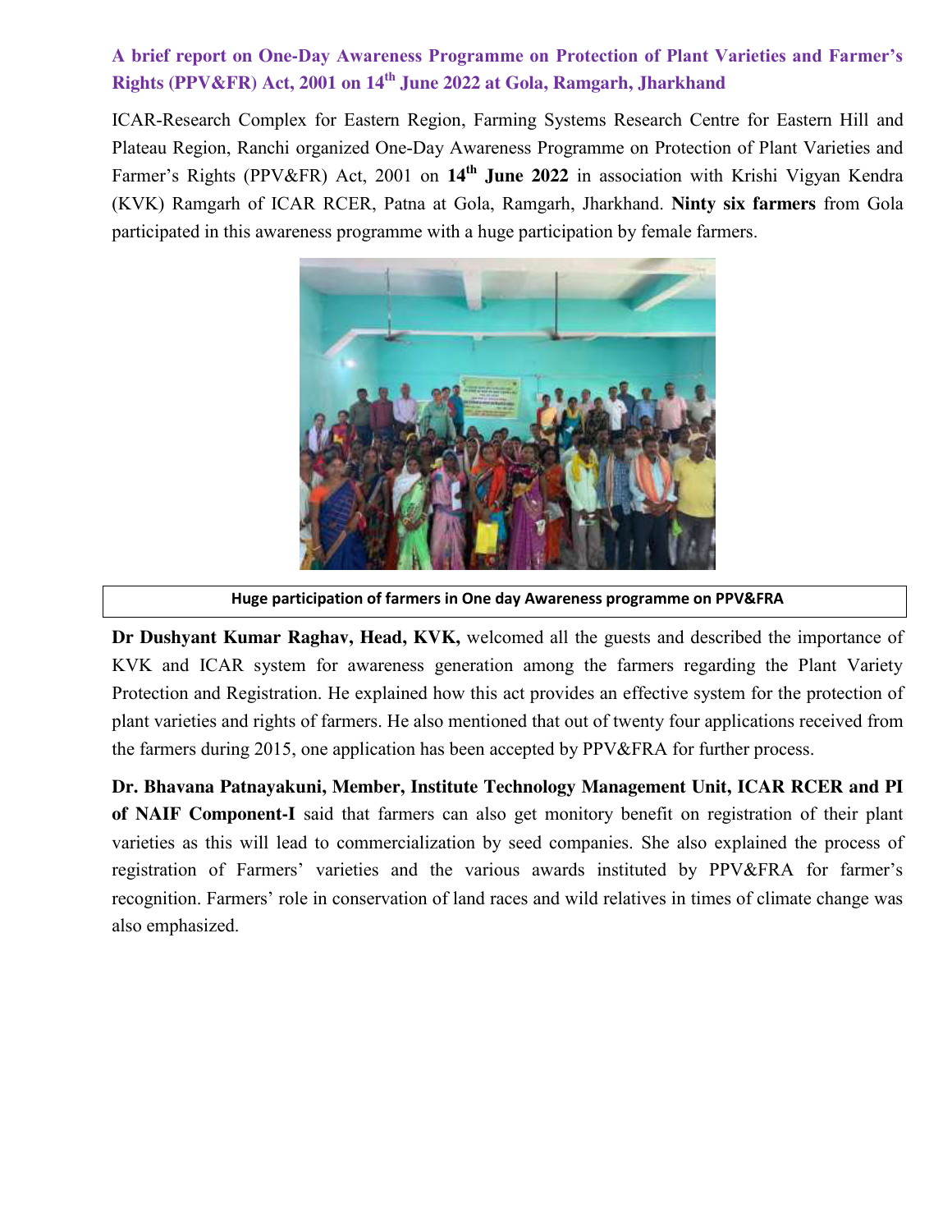## A brief report on One-Day Awareness Programme on Protection of Plant Varieties and Farmer's Rights (PPV&FR) Act, 2001 on 14th June 2022 at Gola, Ramgarh, Jharkhand

ICAR-Research Complex for Eastern Region, Farming Systems Research Centre for Eastern Hill and Plateau Region, Ranchi organized One-Day Awareness Programme on Protection of Plant Varieties and Farmer's Rights (PPV&FR) Act, 2001 on **14th June 2022** in association with Krishi Vigyan Kendra (KVK) Ramgarh of ICAR RCER, Patna at Gola, Ramgarh, Jharkhand. **Ninty six farmers** from Gola participated in this awareness programme with a huge participation by female farmers.

**Huge participation of farmers in One day Awareness programme on PPV&FRA**

**Dr Dushyant Kumar Raghav, Head, KVK,** welcomed all the guests and described the importance of KVK and ICAR system for awareness generation among the farmers regarding the Plant Variety Protection and Registration. He explained how this act provides an effective system for the protection of plant varieties and rights of farmers. He also mentioned that out of twenty four applications received from the farmers during 2015, one application has been accepted by PPV&FRA for further process.

**Dr. Bhavana Patnayakuni, Member, Institute Technology Management Unit, ICAR RCER and PI of NAIF Component-I** said that farmers can also get monitory benefit on registration of their plant varieties as this will lead to commercialization by seed companies. She also explained the process of registration of Farmers' varieties and the various awards instituted by PPV&FRA for farmer's recognition. Farmers' role in conservation of land races and wild relatives in times of climate change was also emphasized.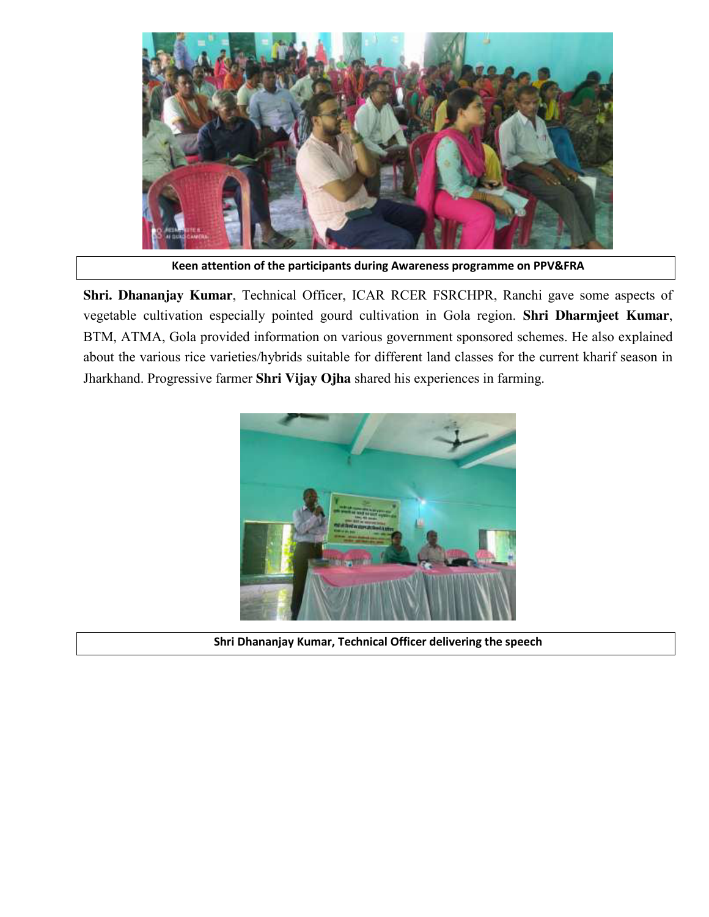Keen attention of the participants during Awareness programme on PPV&FRA

**Shri. Dhananjay Kumar**, Technical Officer, ICAR RCER FSRCHPR, Ranchi gave some aspects of vegetable cultivation especially pointed gourd cultivation in Gola region. **Shri Dharmjeet Kumar**, BTM, ATMA, Gola provided information on various government sponsored schemes. He also explained about the various rice varieties/hybrids suitable for different land classes for the current kharif season in Jharkhand. Progressive farmer **Shri Vijay Ojha** shared his experiences in farming.

Shri Dhananjay Kumar, Technical Officer delivering the speech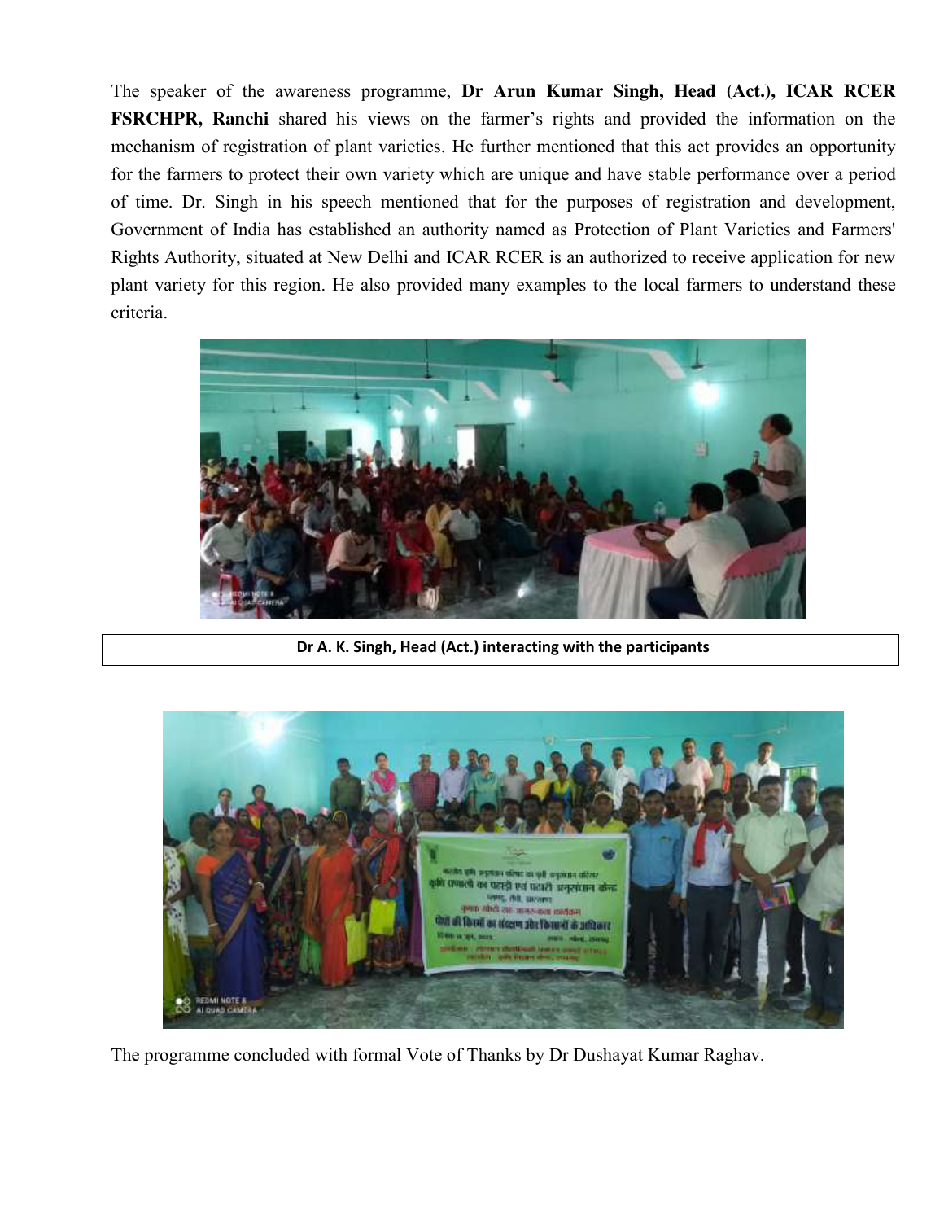The speaker of the awareness programme, **Dr Arun Kumar Singh, Head (Act.), ICAR RCER FSRCHPR, Ranchi** shared his views on the farmer's rights and provided the information on the mechanism of registration of plant varieties. He further mentioned that this act provides an opportunity for the farmers to protect their own variety which are unique and have stable performance over a period of time. Dr. Singh in his speech mentioned that for the purposes of registration and development, Government of India has established an authority named as Protection of Plant Varieties and Farmers' Rights Authority, situated at New Delhi and ICAR RCER is an authorized to receive application for new plant variety for this region. He also provided many examples to the local farmers to understand these criteria.

**Dr A. K. Singh, Head (Act.) interacting with the participants**

The programme concluded with formal Vote of Thanks by Dr Dushayat Kumar Raghav.